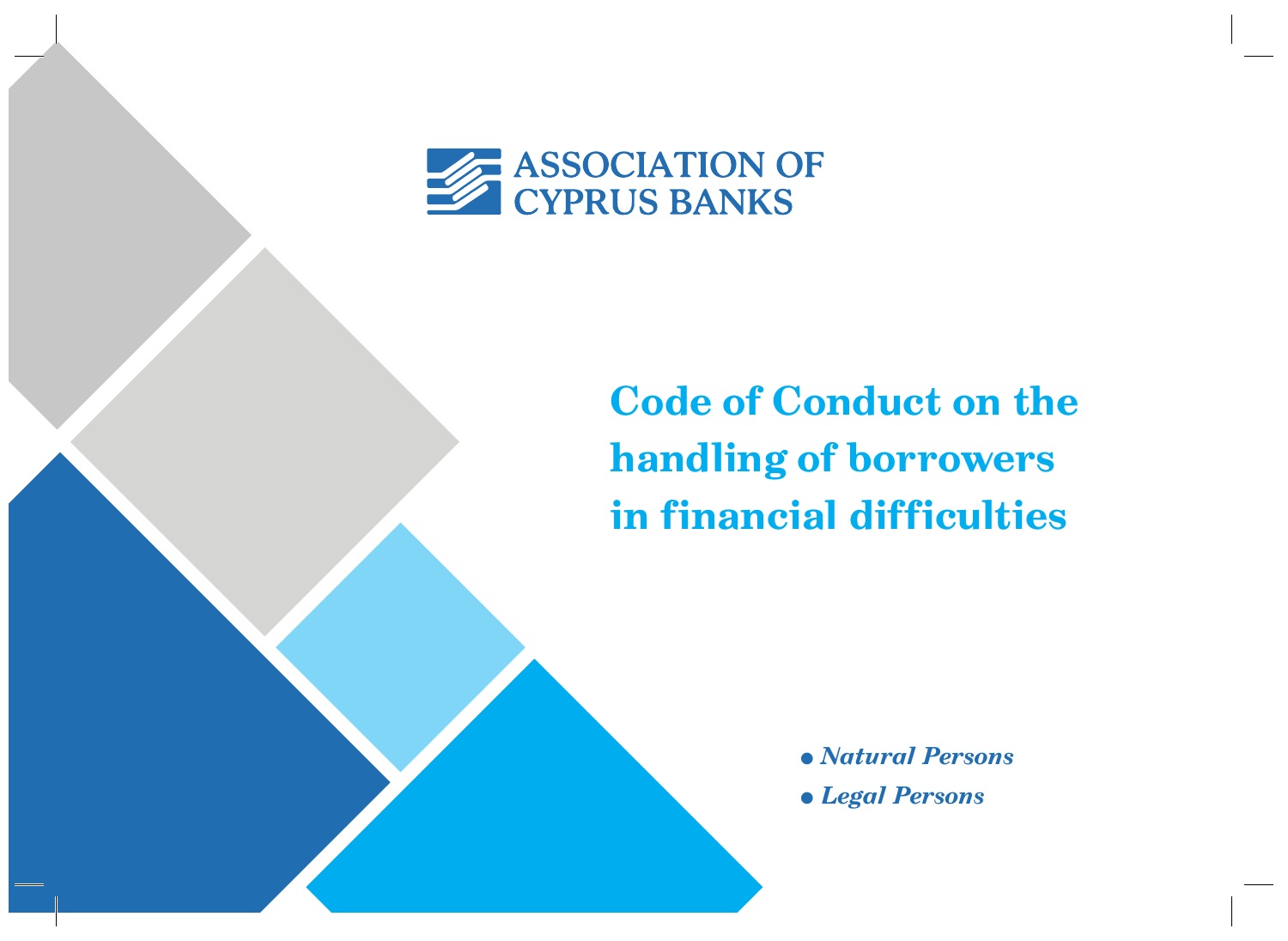ASSOCIATION OF CYPRUS BANKS

# Code of Conduct on the handling of borrowers in financial difficulties

- *Natural Persons*
- *Legal Persons*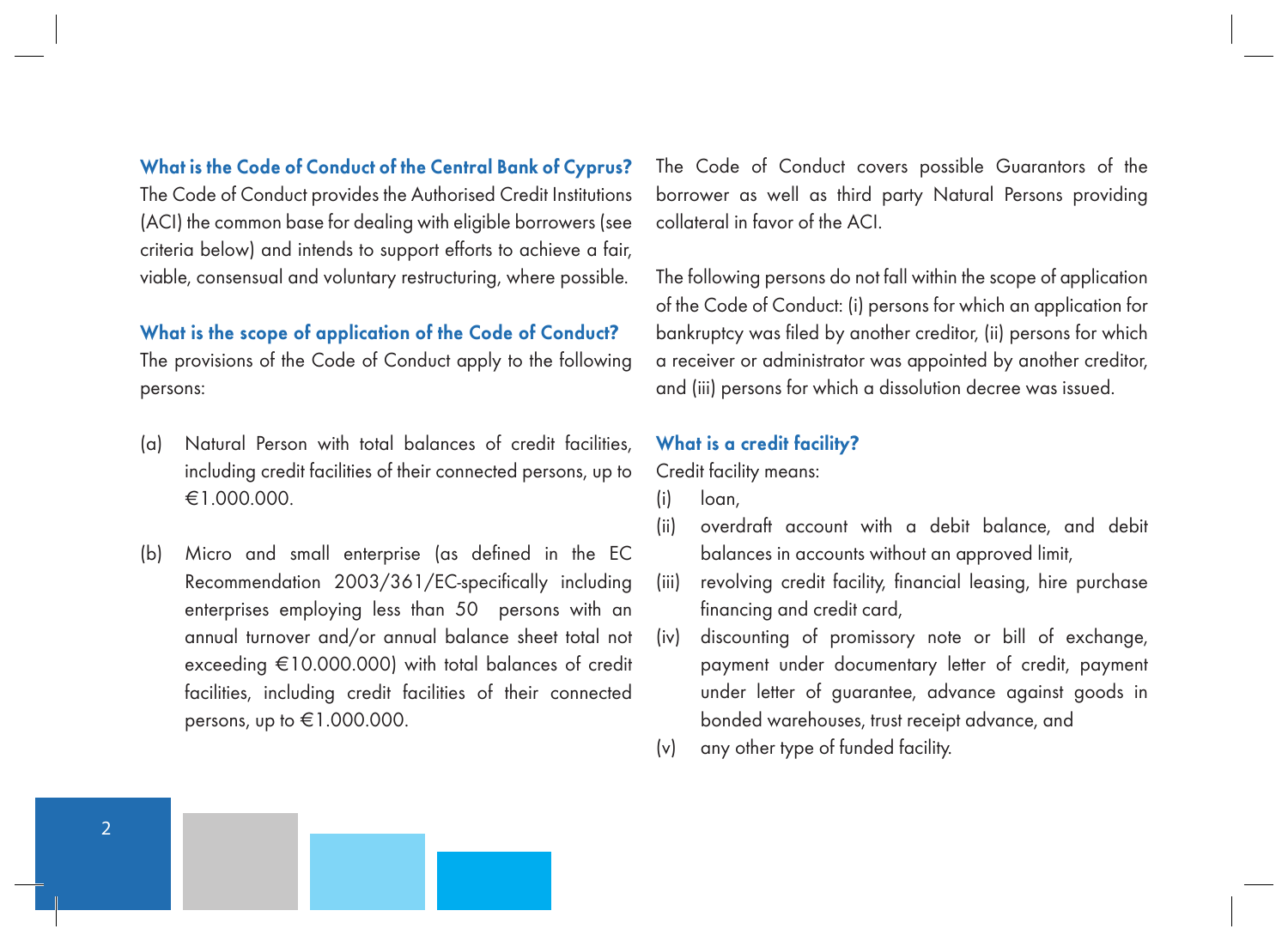### What is the Code of Conduct of the Central Bank of Cyprus?

The Code of Conduct provides the Authorised Credit Institutions (ACI) the common base for dealing with eligible borrowers (see criteria below) and intends to support efforts to achieve a fair, viable, consensual and voluntary restructuring, where possible.

### What is the scope of application of the Code of Conduct?

The provisions of the Code of Conduct apply to the following persons:

(a) Natural Person with total balances of credit facilities, including credit facilities of their connected persons, up to €1.000.000.

(b) Micro and small enterprise (as defined in the EC Recommendation 2003/361/EC-specifically including enterprises employing less than 50 persons with an annual turnover and/or annual balance sheet total not exceeding €10.000.000) with total balances of credit facilities, including credit facilities of their connected persons, up to €1.000.000.

The Code of Conduct covers possible Guarantors of the borrower as well as third party Natural Persons providing collateral in favor of the ACI.

The following persons do not fall within the scope of application of the Code of Conduct: (i) persons for which an application for bankruptcy was filed by another creditor, (ii) persons for which a receiver or administrator was appointed by another creditor, and (iii) persons for which a dissolution decree was issued.

### What is a credit facility?

Credit facility means:

(i) loan,

(ii) overdraft account with a debit balance, and debit balances in accounts without an approved limit,

(iii) revolving credit facility, financial leasing, hire purchase financing and credit card,

(iv) discounting of promissory note or bill of exchange, payment under documentary letter of credit, payment under letter of guarantee, advance against goods in bonded warehouses, trust receipt advance, and

(v) any other type of funded facility.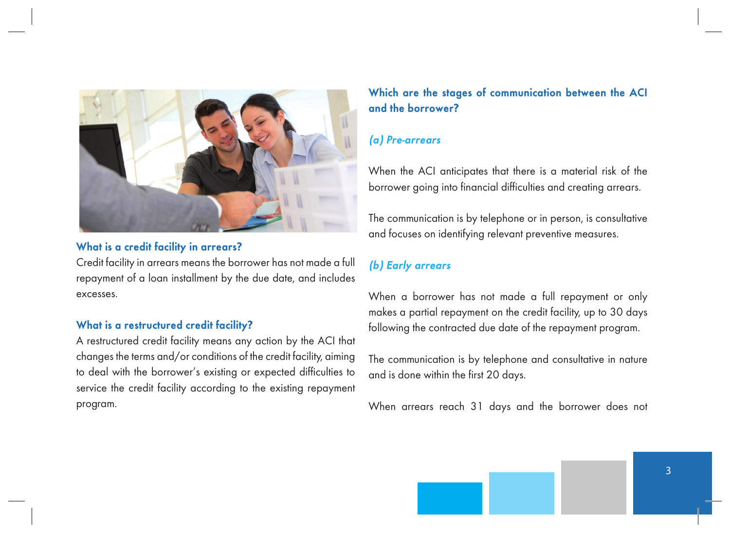### What is a credit facility in arrears?

Credit facility in arrears means the borrower has not made a full repayment of a loan installment by the due date, and includes excesses.

### What is a restructured credit facility?

A restructured credit facility means any action by the ACI that changes the terms and/or conditions of the credit facility, aiming to deal with the borrower's existing or expected difficulties to service the credit facility according to the existing repayment program.

### Which are the stages of communication between the ACI and the borrower?

#### *(a) Pre-arrears*

When the ACI anticipates that there is a material risk of the borrower going into financial difficulties and creating arrears.

The communication is by telephone or in person, is consultative and focuses on identifying relevant preventive measures.

#### *(b) Early arrears*

When a borrower has not made a full repayment or only makes a partial repayment on the credit facility, up to 30 days following the contracted due date of the repayment program.

The communication is by telephone and consultative in nature and is done within the first 20 days.

When arrears reach 31 days and the borrower does not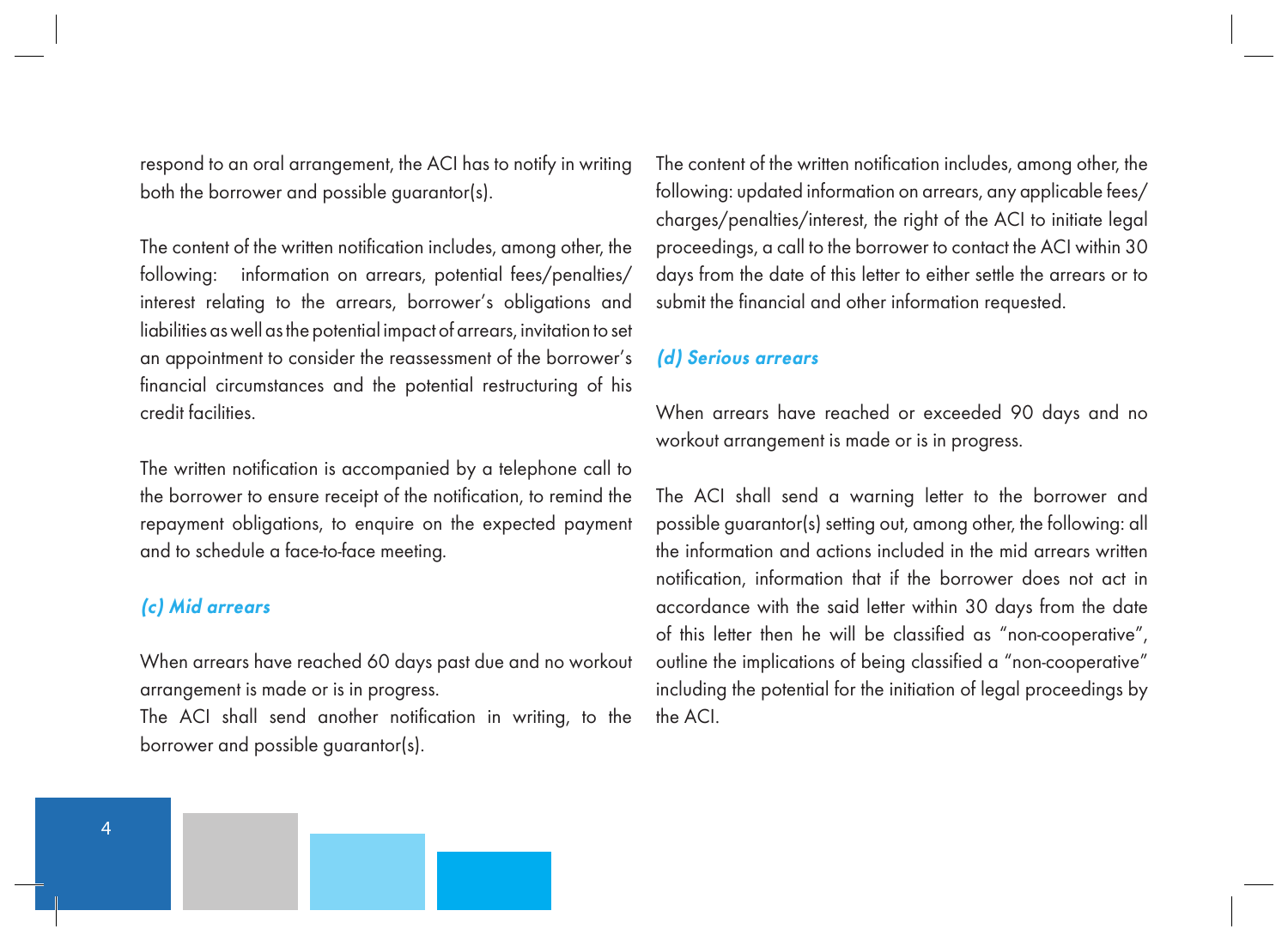respond to an oral arrangement, the ACI has to notify in writing both the borrower and possible guarantor(s).

The content of the written notification includes, among other, the following: information on arrears, potential fees/penalties/ interest relating to the arrears, borrower's obligations and liabilities as well as the potential impact of arrears, invitation to set an appointment to consider the reassessment of the borrower's financial circumstances and the potential restructuring of his credit facilities.

The written notification is accompanied by a telephone call to the borrower to ensure receipt of the notification, to remind the repayment obligations, to enquire on the expected payment and to schedule a face-to-face meeting.

### *(c) Mid arrears*

When arrears have reached 60 days past due and no workout arrangement is made or is in progress.
The ACI shall send another notification in writing, to the borrower and possible guarantor(s).

The content of the written notification includes, among other, the following: updated information on arrears, any applicable fees/ charges/penalties/interest, the right of the ACI to initiate legal proceedings, a call to the borrower to contact the ACI within 30 days from the date of this letter to either settle the arrears or to submit the financial and other information requested.

### *(d) Serious arrears*

When arrears have reached or exceeded 90 days and no workout arrangement is made or is in progress.

The ACI shall send a warning letter to the borrower and possible guarantor(s) setting out, among other, the following: all the information and actions included in the mid arrears written notification, information that if the borrower does not act in accordance with the said letter within 30 days from the date of this letter then he will be classified as "non-cooperative", outline the implications of being classified a "non-cooperative" including the potential for the initiation of legal proceedings by the ACI.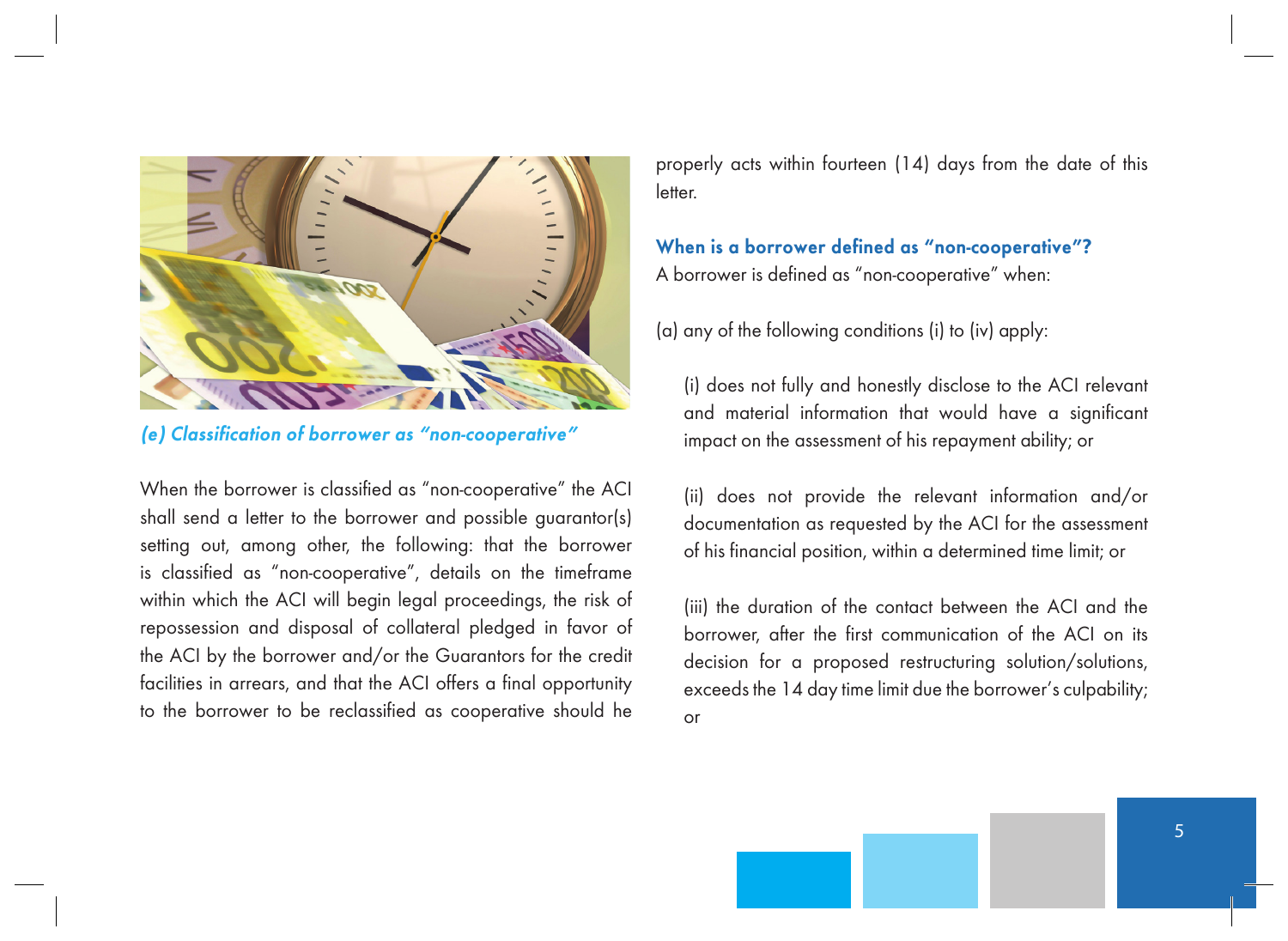### *(e) Classification of borrower as "non-cooperative"*

When the borrower is classified as "non-cooperative" the ACI shall send a letter to the borrower and possible guarantor(s) setting out, among other, the following: that the borrower is classified as "non-cooperative", details on the timeframe within which the ACI will begin legal proceedings, the risk of repossession and disposal of collateral pledged in favor of the ACI by the borrower and/or the Guarantors for the credit facilities in arrears, and that the ACI offers a final opportunity to the borrower to be reclassified as cooperative should he properly acts within fourteen (14) days from the date of this letter.

**When is a borrower defined as "non-cooperative"?**

A borrower is defined as "non-cooperative" when:

(a) any of the following conditions (i) to (iv) apply:

(i) does not fully and honestly disclose to the ACI relevant and material information that would have a significant impact on the assessment of his repayment ability; or

(ii) does not provide the relevant information and/or documentation as requested by the ACI for the assessment of his financial position, within a determined time limit; or

(iii) the duration of the contact between the ACI and the borrower, after the first communication of the ACI on its decision for a proposed restructuring solution/solutions, exceeds the 14 day time limit due the borrower's culpability; or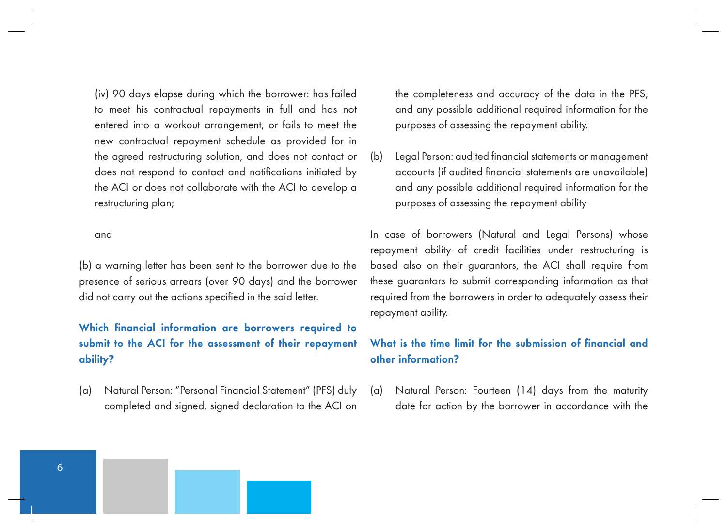(iv) 90 days elapse during which the borrower: has failed to meet his contractual repayments in full and has not entered into a workout arrangement, or fails to meet the new contractual repayment schedule as provided for in the agreed restructuring solution, and does not contact or does not respond to contact and notifications initiated by the ACI or does not collaborate with the ACI to develop a restructuring plan;

and

(b) a warning letter has been sent to the borrower due to the presence of serious arrears (over 90 days) and the borrower did not carry out the actions specified in the said letter.

### Which financial information are borrowers required to submit to the ACI for the assessment of their repayment ability?

(a) Natural Person: "Personal Financial Statement" (PFS) duly completed and signed, signed declaration to the ACI on the completeness and accuracy of the data in the PFS, and any possible additional required information for the purposes of assessing the repayment ability.

(b) Legal Person: audited financial statements or management accounts (if audited financial statements are unavailable) and any possible additional required information for the purposes of assessing the repayment ability

In case of borrowers (Natural and Legal Persons) whose repayment ability of credit facilities under restructuring is based also on their guarantors, the ACI shall require from these guarantors to submit corresponding information as that required from the borrowers in order to adequately assess their repayment ability.

### What is the time limit for the submission of financial and other information?

(a) Natural Person: Fourteen (14) days from the maturity date for action by the borrower in accordance with the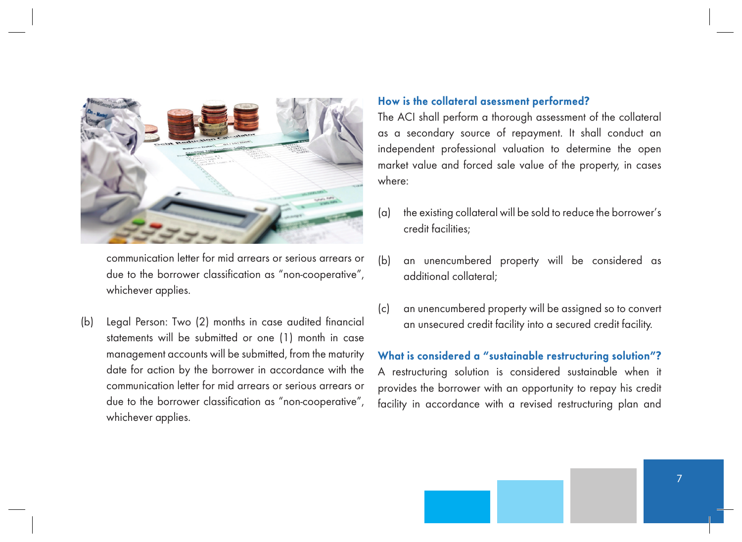communication letter for mid arrears or serious arrears or due to the borrower classification as "non-cooperative", whichever applies.

(b) Legal Person: Two (2) months in case audited financial statements will be submitted or one (1) month in case management accounts will be submitted, from the maturity date for action by the borrower in accordance with the communication letter for mid arrears or serious arrears or due to the borrower classification as "non-cooperative", whichever applies.

### How is the collateral asessment performed?

The ACI shall perform a thorough assessment of the collateral as a secondary source of repayment. It shall conduct an independent professional valuation to determine the open market value and forced sale value of the property, in cases where:

(a) the existing collateral will be sold to reduce the borrower's credit facilities;

(b) an unencumbered property will be considered as additional collateral;

(c) an unencumbered property will be assigned so to convert an unsecured credit facility into a secured credit facility.

### What is considered a "sustainable restructuring solution"?

A restructuring solution is considered sustainable when it provides the borrower with an opportunity to repay his credit facility in accordance with a revised restructuring plan and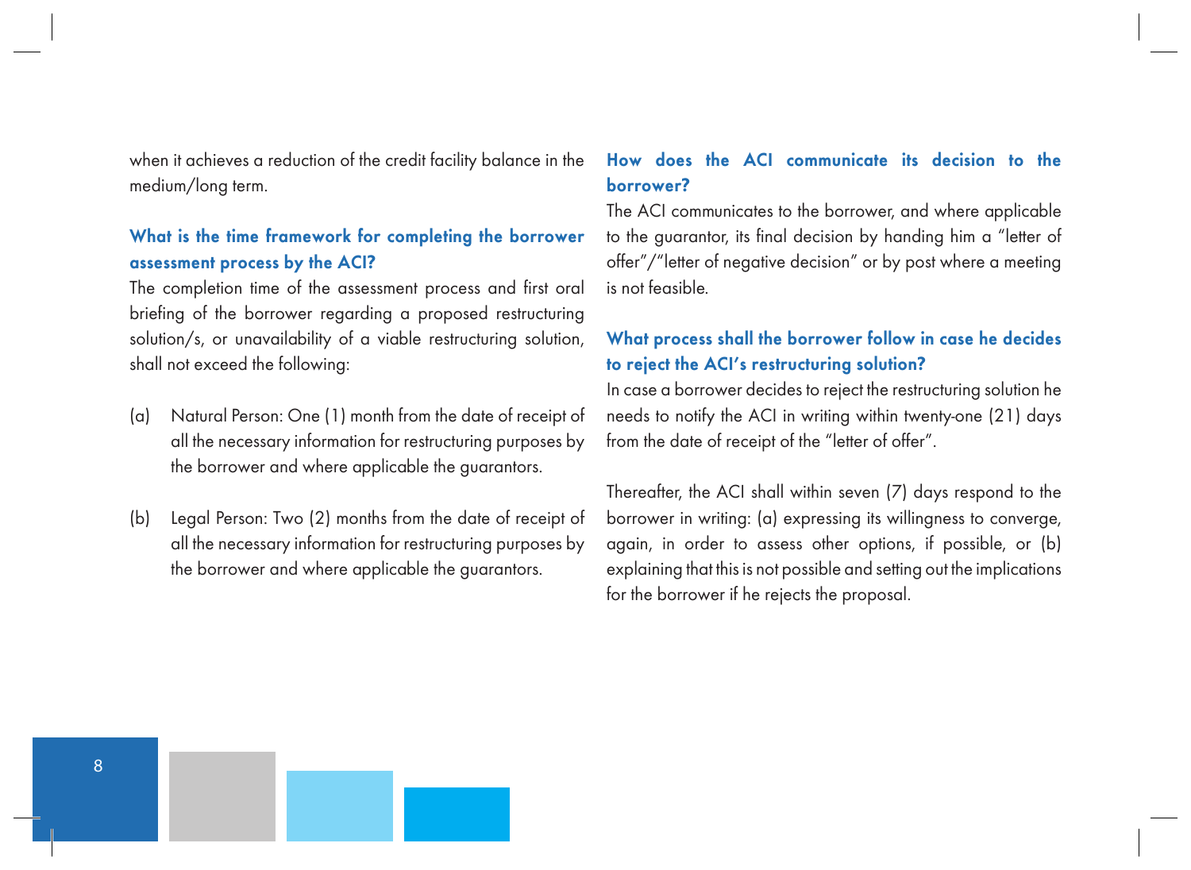when it achieves a reduction of the credit facility balance in the medium/long term.

### What is the time framework for completing the borrower assessment process by the ACI?

The completion time of the assessment process and first oral briefing of the borrower regarding a proposed restructuring solution/s, or unavailability of a viable restructuring solution, shall not exceed the following:

(a) Natural Person: One (1) month from the date of receipt of all the necessary information for restructuring purposes by the borrower and where applicable the guarantors.

(b) Legal Person: Two (2) months from the date of receipt of all the necessary information for restructuring purposes by the borrower and where applicable the guarantors.

### How does the ACI communicate its decision to the borrower?

The ACI communicates to the borrower, and where applicable to the guarantor, its final decision by handing him a “letter of offer”/“letter of negative decision” or by post where a meeting is not feasible.

### What process shall the borrower follow in case he decides to reject the ACI’s restructuring solution?

In case a borrower decides to reject the restructuring solution he needs to notify the ACI in writing within twenty-one (21) days from the date of receipt of the “letter of offer”.

Thereafter, the ACI shall within seven (7) days respond to the borrower in writing: (a) expressing its willingness to converge, again, in order to assess other options, if possible, or (b) explaining that this is not possible and setting out the implications for the borrower if he rejects the proposal.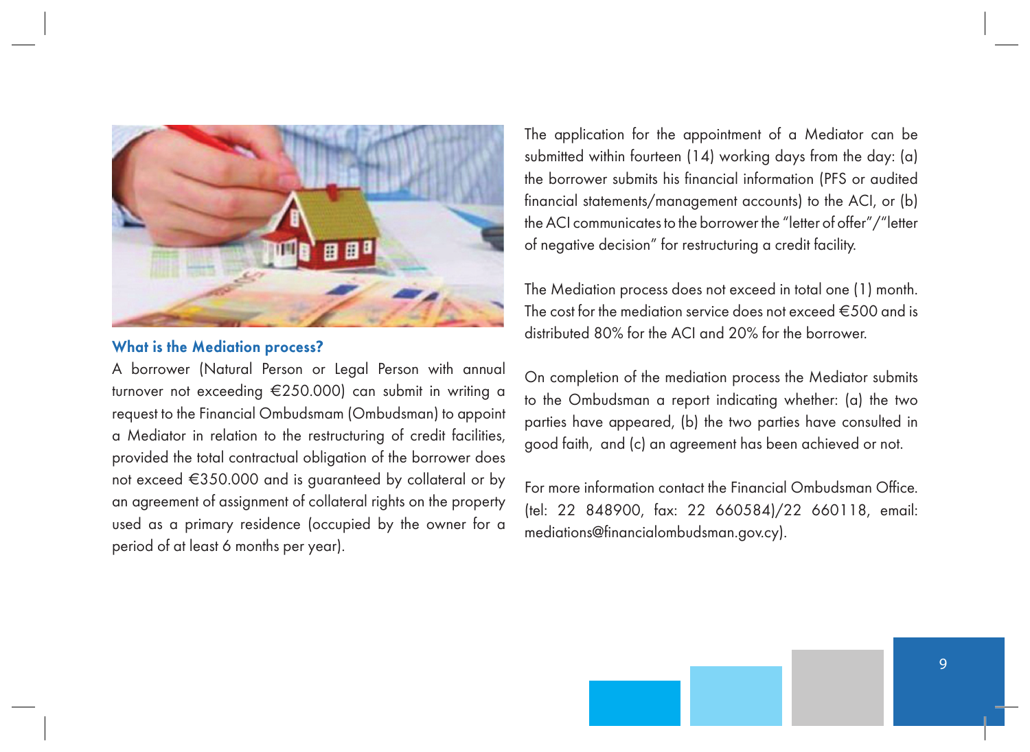### What is the Mediation process?

A borrower (Natural Person or Legal Person with annual turnover not exceeding €250.000) can submit in writing a request to the Financial Ombudsmam (Ombudsman) to appoint a Mediator in relation to the restructuring of credit facilities, provided the total contractual obligation of the borrower does not exceed €350.000 and is guaranteed by collateral or by an agreement of assignment of collateral rights on the property used as a primary residence (occupied by the owner for a period of at least 6 months per year).

The application for the appointment of a Mediator can be submitted within fourteen (14) working days from the day: (a) the borrower submits his financial information (PFS or audited financial statements/management accounts) to the ACI, or (b) the ACI communicates to the borrower the "letter of offer"/"letter of negative decision" for restructuring a credit facility.

The Mediation process does not exceed in total one (1) month. The cost for the mediation service does not exceed €500 and is distributed 80% for the ACI and 20% for the borrower.

On completion of the mediation process the Mediator submits to the Ombudsman a report indicating whether: (a) the two parties have appeared, (b) the two parties have consulted in good faith, and (c) an agreement has been achieved or not.

For more information contact the Financial Ombudsman Office. (tel: 22 848900, fax: 22 660584)/22 660118, email: mediations@financialombudsman.gov.cy).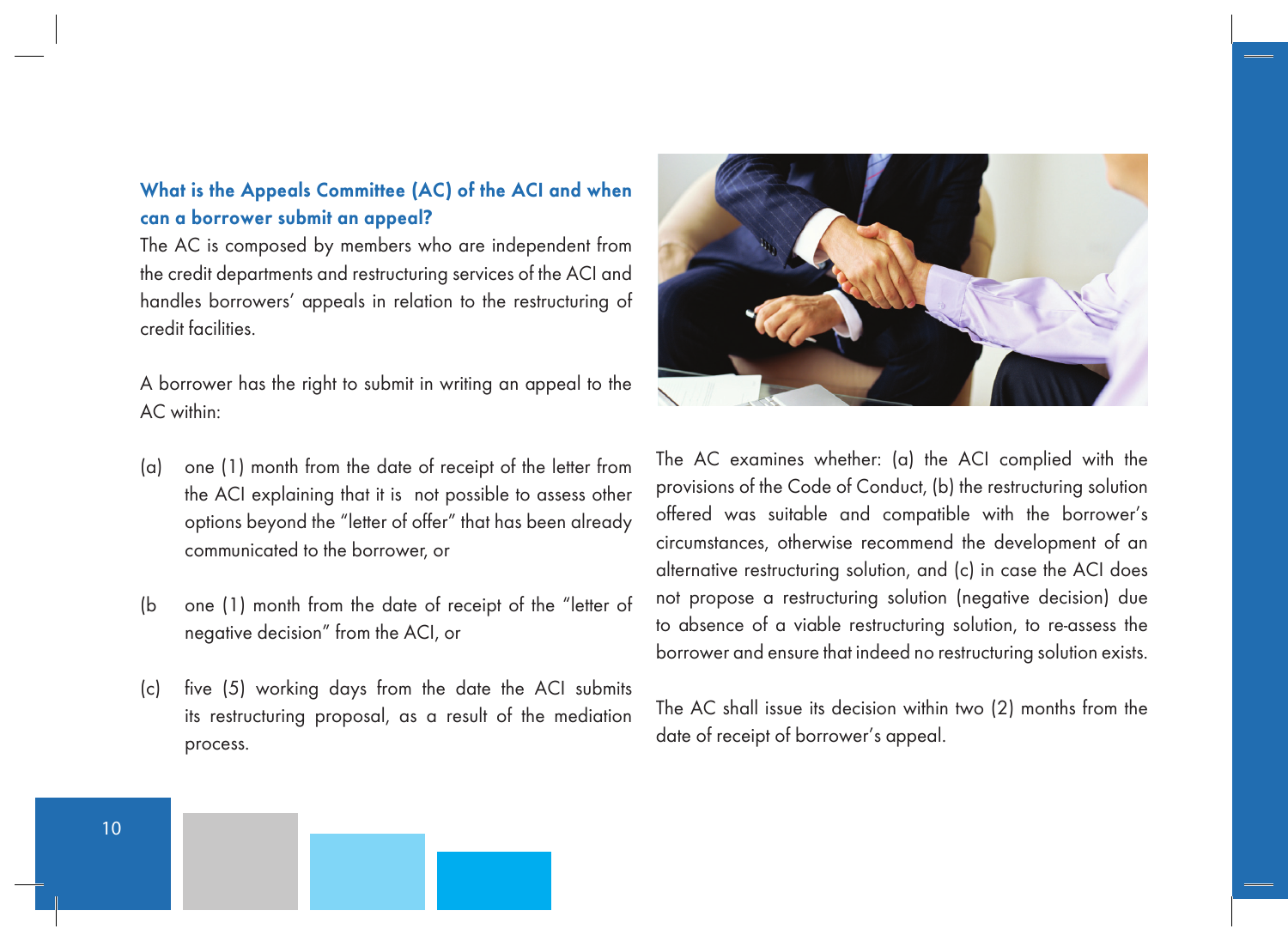### What is the Appeals Committee (AC) of the ACI and when can a borrower submit an appeal?

The AC is composed by members who are independent from the credit departments and restructuring services of the ACI and handles borrowers' appeals in relation to the restructuring of credit facilities.

A borrower has the right to submit in writing an appeal to the AC within:

(a) one (1) month from the date of receipt of the letter from the ACI explaining that it is not possible to assess other options beyond the "letter of offer" that has been already communicated to the borrower, or

(b one (1) month from the date of receipt of the "letter of negative decision" from the ACI, or

(c) five (5) working days from the date the ACI submits its restructuring proposal, as a result of the mediation process.

The AC examines whether: (a) the ACI complied with the provisions of the Code of Conduct, (b) the restructuring solution offered was suitable and compatible with the borrower's circumstances, otherwise recommend the development of an alternative restructuring solution, and (c) in case the ACI does not propose a restructuring solution (negative decision) due to absence of a viable restructuring solution, to re-assess the borrower and ensure that indeed no restructuring solution exists.

The AC shall issue its decision within two (2) months from the date of receipt of borrower's appeal.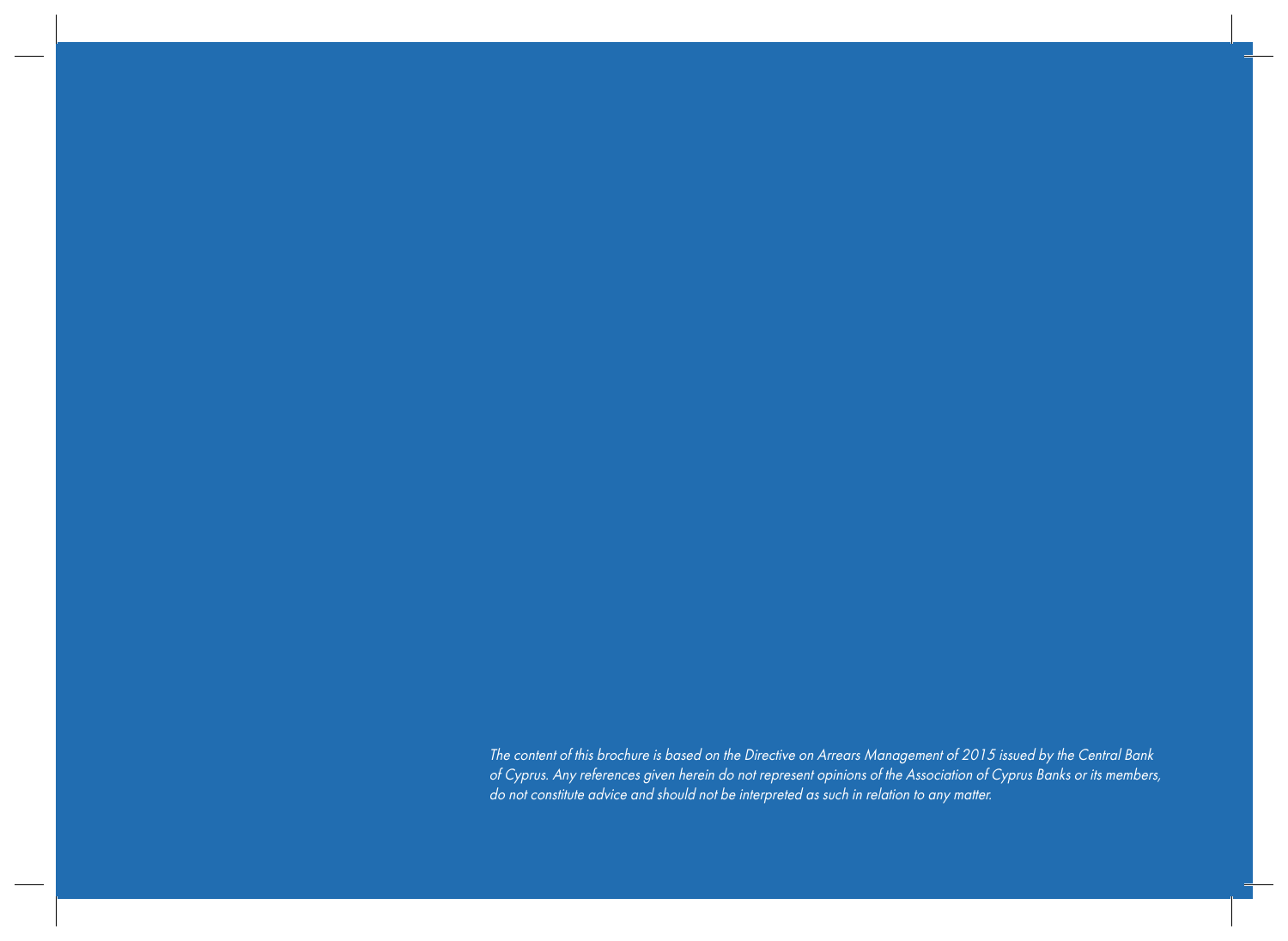*The content of this brochure is based on the Directive on Arrears Management of 2015 issued by the Central Bank of Cyprus. Any references given herein do not represent opinions of the Association of Cyprus Banks or its members, do not constitute advice and should not be interpreted as such in relation to any matter.*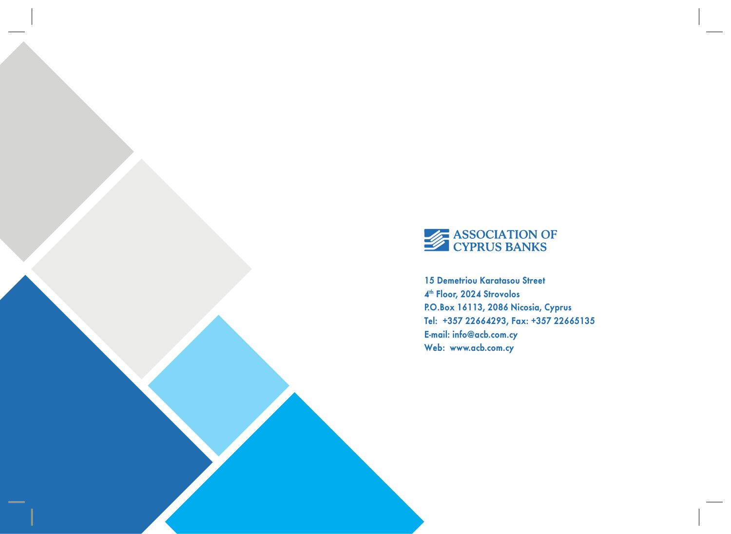ASSOCIATION OF
CYPRUS BANKS

**15 Demetriou Karatasou Street**
**4th Floor, 2024 Strovolos**
**P.O.Box 16113, 2086 Nicosia, Cyprus**
**Tel: +357 22664293, Fax: +357 22665135**
**E-mail: info@acb.com.cy**
**Web: www.acb.com.cy**